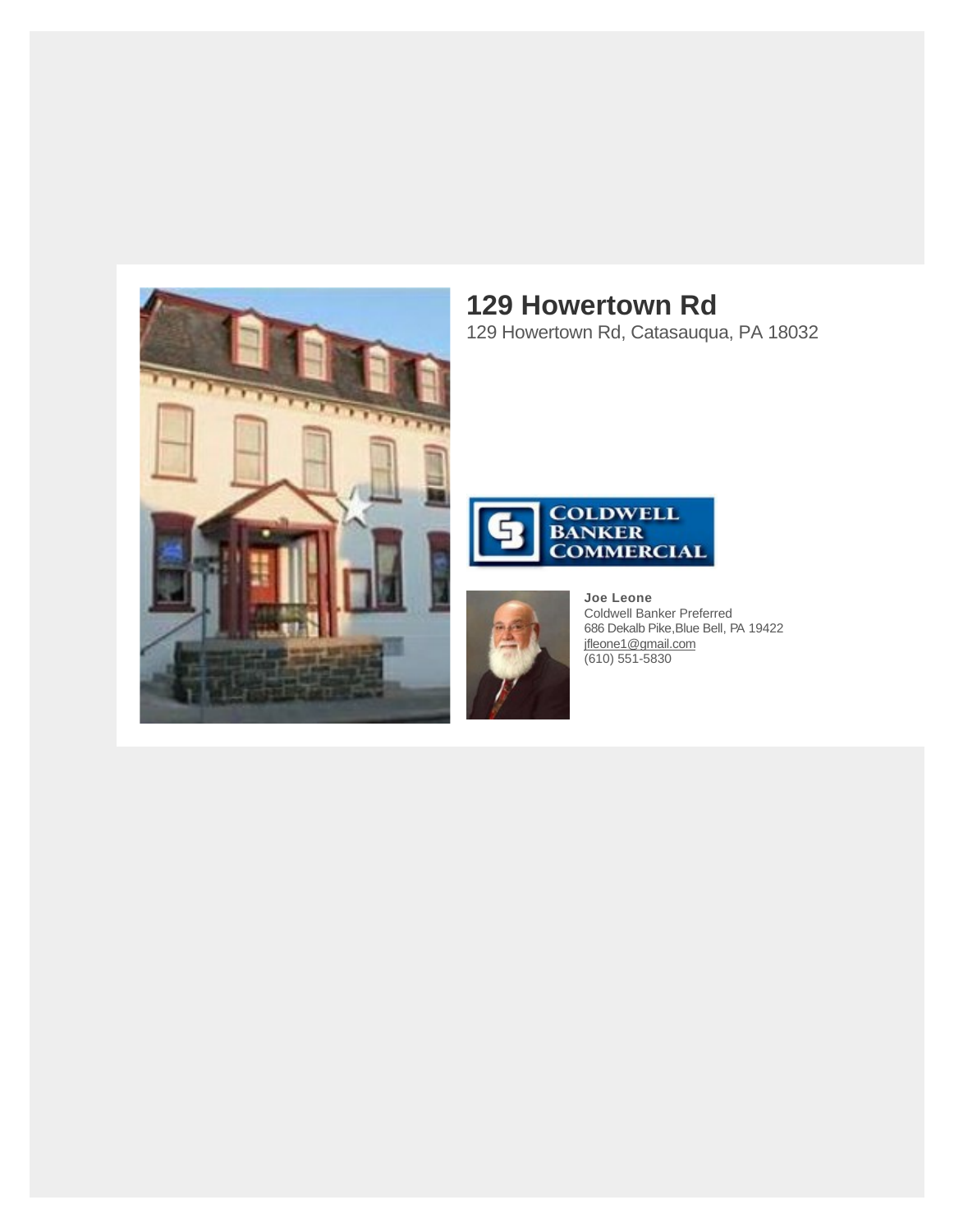# 129 Howertown Rd

129 Howertown Rd, Catasauqua, PA 18032

**Joe Leone**
Coldwell Banker Preferred
686 Dekalb Pike,Blue Bell, PA 19422
jfleone1@gmail.com
(610) 551-5830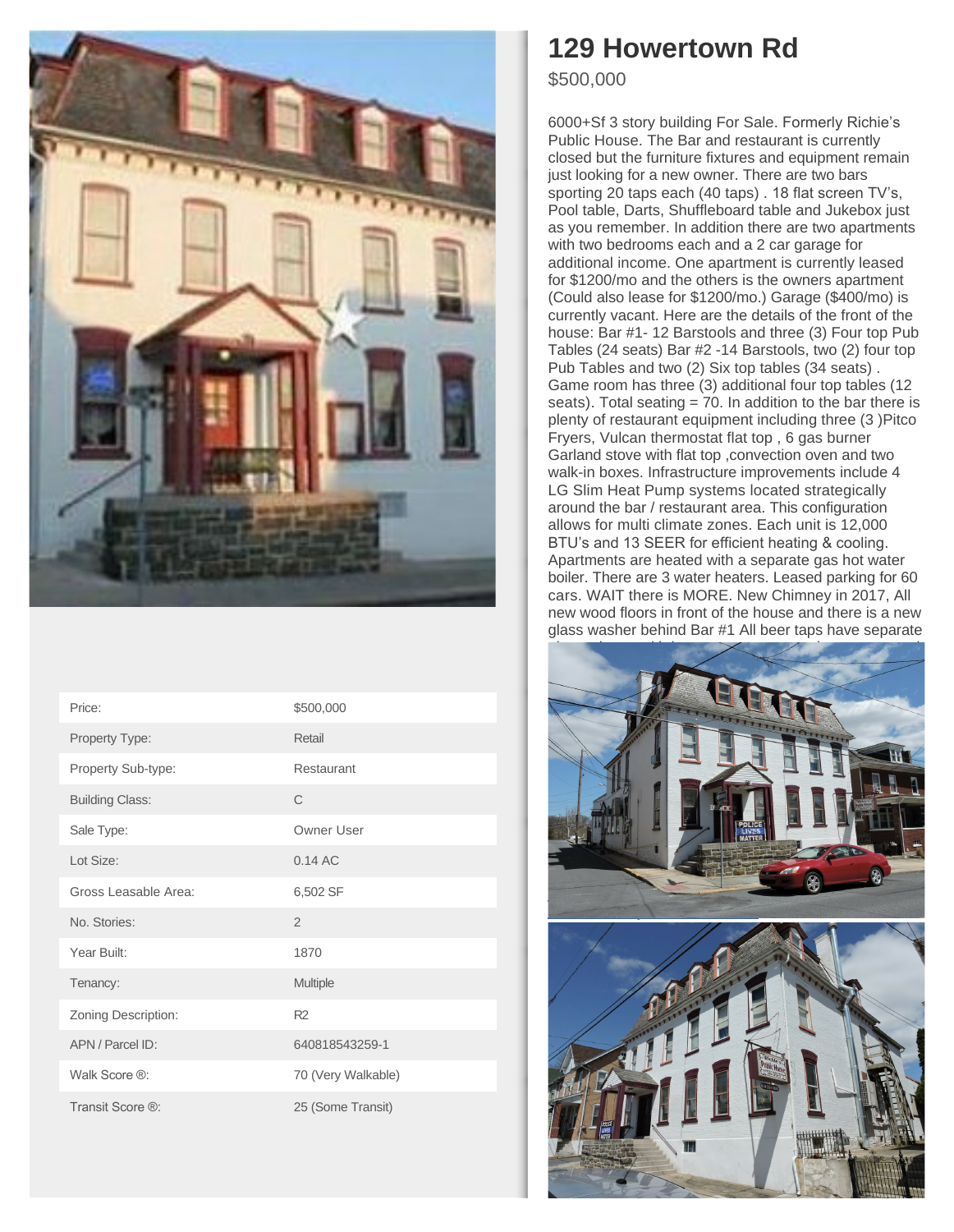# 129 Howertown Rd

$500,000

6000+Sf 3 story building For Sale. Formerly Richie's Public House. The Bar and restaurant is currently closed but the furniture fixtures and equipment remain just looking for a new owner. There are two bars sporting 20 taps each (40 taps) . 18 flat screen TV's, Pool table, Darts, Shuffleboard table and Jukebox just as you remember. In addition there are two apartments with two bedrooms each and a 2 car garage for additional income. One apartment is currently leased for $1200/mo and the others is the owners apartment (Could also lease for $1200/mo.) Garage ($400/mo) is currently vacant. Here are the details of the front of the house: Bar #1- 12 Barstools and three (3) Four top Pub Tables (24 seats) Bar #2 -14 Barstools, two (2) four top Pub Tables and two (2) Six top tables (34 seats) . Game room has three (3) additional four top tables (12 seats). Total seating = 70. In addition to the bar there is plenty of restaurant equipment including three (3 )Pitco Fryers, Vulcan thermostat flat top , 6 gas burner Garland stove with flat top ,convection oven and two walk-in boxes. Infrastructure improvements include 4 LG Slim Heat Pump systems located strategically around the bar / restaurant area. This configuration allows for multi climate zones. Each unit is 12,000 BTU's and 13 SEER for efficient heating & cooling. Apartments are heated with a separate gas hot water boiler. There are 3 water heaters. Leased parking for 60 cars. WAIT there is MORE. New Chimney in 2017, All new wood floors in front of the house and there is a new glass washer behind Bar #1 All beer taps have separate

| | |
|---|---|
| Price: | $500,000 |
| Property Type: | Retail |
| Property Sub-type: | Restaurant |
| Building Class: | C |
| Sale Type: | Owner User |
| Lot Size: | 0.14 AC |
| Gross Leasable Area: | 6,502 SF |
| No. Stories: | 2 |
| Year Built: | 1870 |
| Tenancy: | Multiple |
| Zoning Description: | R2 |
| APN / Parcel ID: | 640818543259-1 |
| Walk Score ®: | 70 (Very Walkable) |
| Transit Score ®: | 25 (Some Transit) |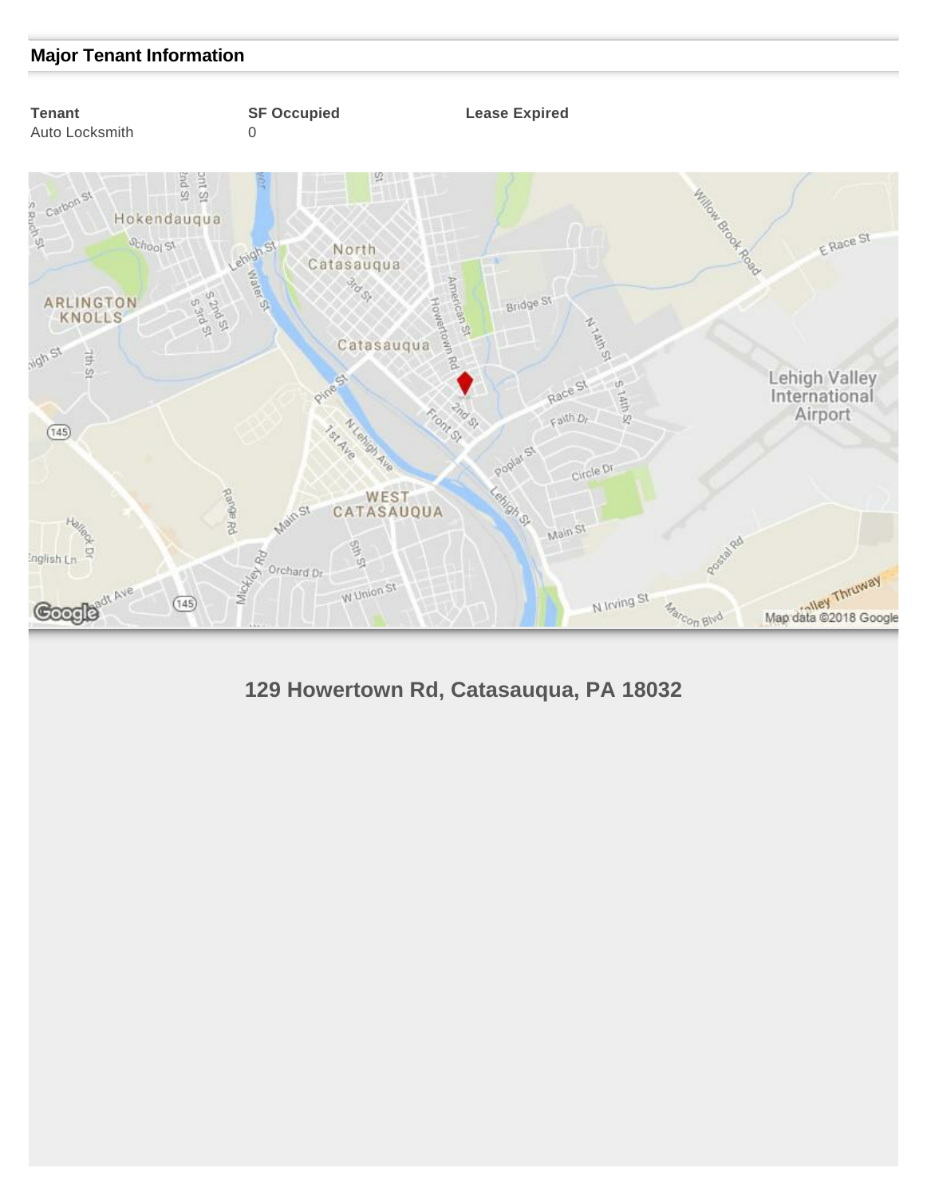## Major Tenant Information

| Tenant | SF Occupied | Lease Expired |
|---|---|---|
| Auto Locksmith | 0 | |

**129 Howertown Rd, Catasauqua, PA 18032**